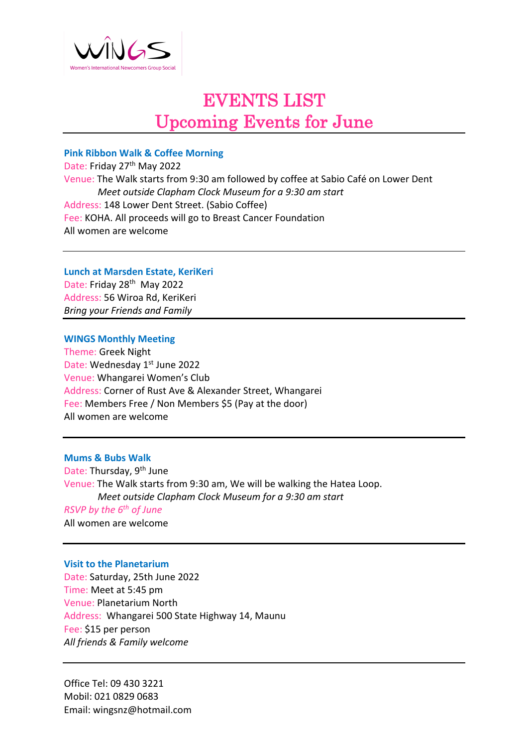WINGS

Women's International Newcomers Group Social

# EVENTS LIST
## Upcoming Events for June

---

**Pink Ribbon Walk & Coffee Morning**
Date: Friday 27th May 2022
Venue: The Walk starts from 9:30 am followed by coffee at Sabio Café on Lower Dent
*Meet outside Clapham Clock Museum for a 9:30 am start*
Address: 148 Lower Dent Street. (Sabio Coffee)
Fee: KOHA. All proceeds will go to Breast Cancer Foundation
All women are welcome

---

**Lunch at Marsden Estate, KeriKeri**
Date: Friday 28th May 2022
Address: 56 Wiroa Rd, KeriKeri
*Bring your Friends and Family*

---

**WINGS Monthly Meeting**
Theme: Greek Night
Date: Wednesday 1st June 2022
Venue: Whangarei Women's Club
Address: Corner of Rust Ave & Alexander Street, Whangarei
Fee: Members Free / Non Members $5 (Pay at the door)
All women are welcome

---

**Mums & Bubs Walk**
Date: Thursday, 9th June
Venue: The Walk starts from 9:30 am, We will be walking the Hatea Loop.
*Meet outside Clapham Clock Museum for a 9:30 am start*
*RSVP by the 6th of June*
All women are welcome

---

**Visit to the Planetarium**
Date: Saturday, 25th June 2022
Time: Meet at 5:45 pm
Venue: Planetarium North
Address: Whangarei 500 State Highway 14, Maunu
Fee: $15 per person
*All friends & Family welcome*

---

Office Tel: 09 430 3221
Mobil: 021 0829 0683
Email: wingsnz@hotmail.com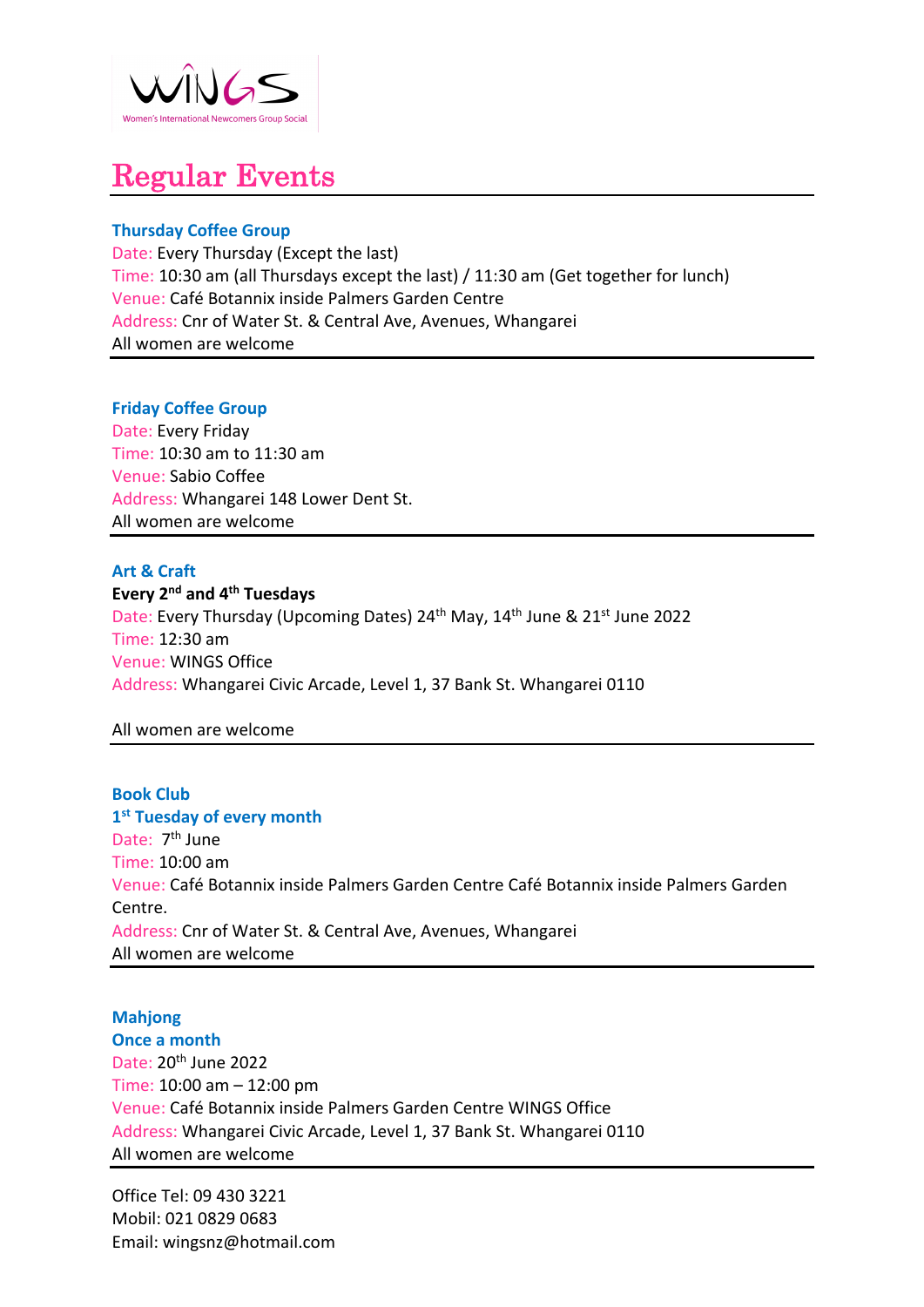WINGS

Women's International Newcomers Group Social

# Regular Events

### Thursday Coffee Group

Date: Every Thursday (Except the last)
Time: 10:30 am (all Thursdays except the last) / 11:30 am (Get together for lunch)
Venue: Café Botannix inside Palmers Garden Centre
Address: Cnr of Water St. & Central Ave, Avenues, Whangarei
All women are welcome

### Friday Coffee Group

Date: Every Friday
Time: 10:30 am to 11:30 am
Venue: Sabio Coffee
Address: Whangarei 148 Lower Dent St.
All women are welcome

### Art & Craft

**Every 2nd and 4th Tuesdays**
Date: Every Thursday (Upcoming Dates) 24th May, 14th June & 21st June 2022
Time: 12:30 am
Venue: WINGS Office
Address: Whangarei Civic Arcade, Level 1, 37 Bank St. Whangarei 0110

All women are welcome

### Book Club

**1st Tuesday of every month**
Date: 7th June
Time: 10:00 am
Venue: Café Botannix inside Palmers Garden Centre Café Botannix inside Palmers Garden Centre.
Address: Cnr of Water St. & Central Ave, Avenues, Whangarei
All women are welcome

### Mahjong

**Once a month**
Date: 20th June 2022
Time: 10:00 am – 12:00 pm
Venue: Café Botannix inside Palmers Garden Centre WINGS Office
Address: Whangarei Civic Arcade, Level 1, 37 Bank St. Whangarei 0110
All women are welcome

Office Tel: 09 430 3221
Mobil: 021 0829 0683
Email: wingsnz@hotmail.com